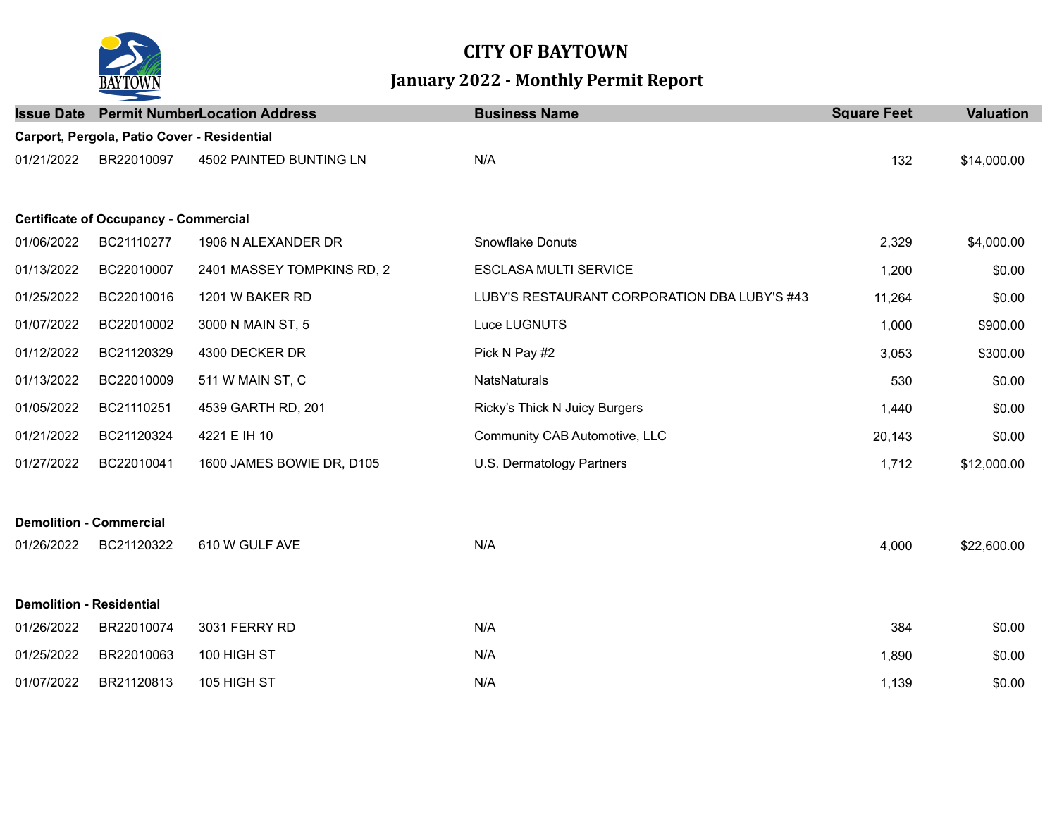# CITY OF BAYTOWN

## January 2022 - Monthly Permit Report

| Issue Date | Permit Number | Location Address | Business Name | Square Feet | Valuation |
|---|---|---|---|---|---|
| **Carport, Pergola, Patio Cover - Residential** | | | | | |
| 01/21/2022 | BR22010097 | 4502 PAINTED BUNTING LN | N/A | 132 | $14,000.00 |
| **Certificate of Occupancy - Commercial** | | | | | |
| 01/06/2022 | BC21110277 | 1906 N ALEXANDER DR | Snowflake Donuts | 2,329 | $4,000.00 |
| 01/13/2022 | BC22010007 | 2401 MASSEY TOMPKINS RD, 2 | ESCLASA MULTI SERVICE | 1,200 | $0.00 |
| 01/25/2022 | BC22010016 | 1201 W BAKER RD | LUBY'S RESTAURANT CORPORATION DBA LUBY'S #43 | 11,264 | $0.00 |
| 01/07/2022 | BC22010002 | 3000 N MAIN ST, 5 | Luce LUGNUTS | 1,000 | $900.00 |
| 01/12/2022 | BC21120329 | 4300 DECKER DR | Pick N Pay #2 | 3,053 | $300.00 |
| 01/13/2022 | BC22010009 | 511 W MAIN ST, C | NatsNaturals | 530 | $0.00 |
| 01/05/2022 | BC21110251 | 4539 GARTH RD, 201 | Ricky's Thick N Juicy Burgers | 1,440 | $0.00 |
| 01/21/2022 | BC21120324 | 4221 E IH 10 | Community CAB Automotive, LLC | 20,143 | $0.00 |
| 01/27/2022 | BC22010041 | 1600 JAMES BOWIE DR, D105 | U.S. Dermatology Partners | 1,712 | $12,000.00 |
| **Demolition - Commercial** | | | | | |
| 01/26/2022 | BC21120322 | 610 W GULF AVE | N/A | 4,000 | $22,600.00 |
| **Demolition - Residential** | | | | | |
| 01/26/2022 | BR22010074 | 3031 FERRY RD | N/A | 384 | $0.00 |
| 01/25/2022 | BR22010063 | 100 HIGH ST | N/A | 1,890 | $0.00 |
| 01/07/2022 | BR21120813 | 105 HIGH ST | N/A | 1,139 | $0.00 |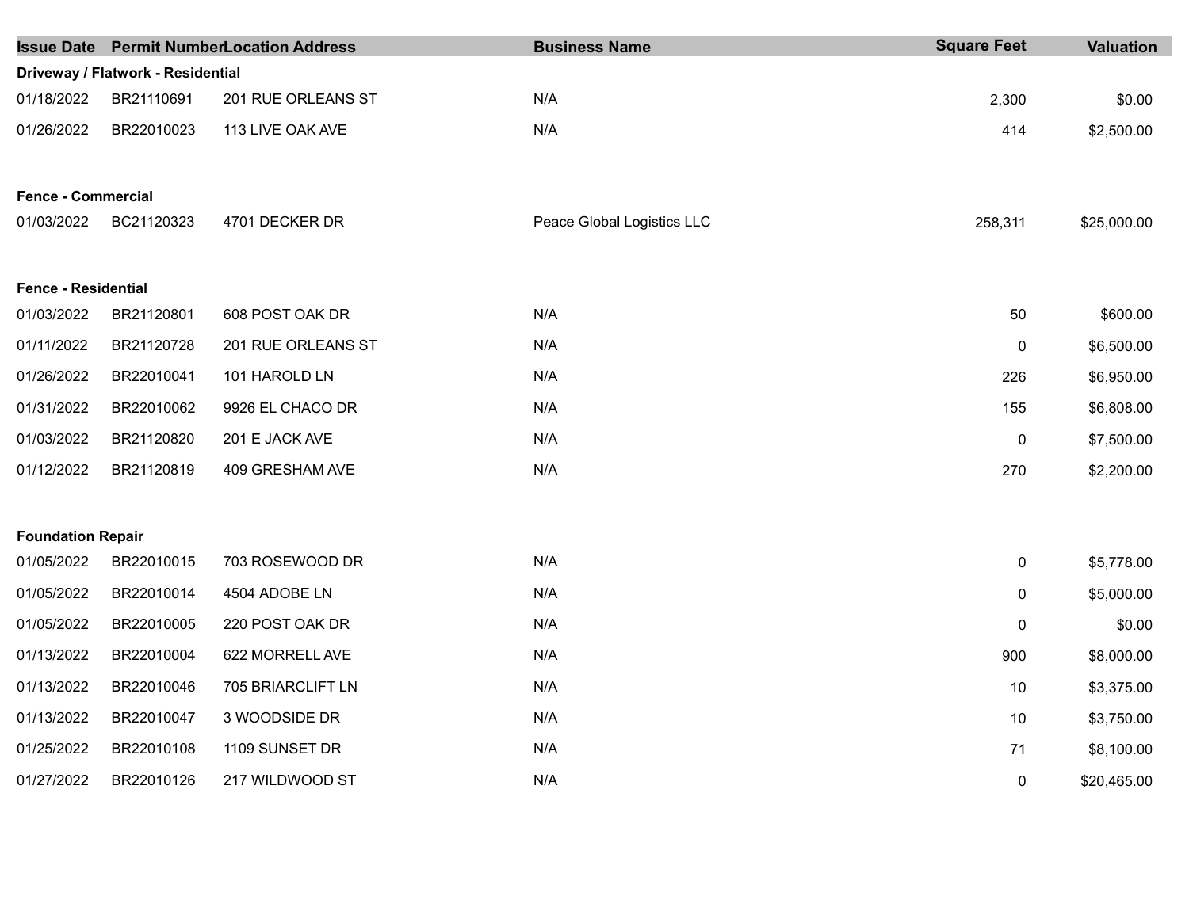| Issue Date | Permit Number | Location Address | Business Name | Square Feet | Valuation |
|---|---|---|---|---|---|
| **Driveway / Flatwork - Residential** | | | | | |
| 01/18/2022 | BR21110691 | 201 RUE ORLEANS ST | N/A | 2,300 | $0.00 |
| 01/26/2022 | BR22010023 | 113 LIVE OAK AVE | N/A | 414 | $2,500.00 |
| **Fence - Commercial** | | | | | |
| 01/03/2022 | BC21120323 | 4701 DECKER DR | Peace Global Logistics LLC | 258,311 | $25,000.00 |
| **Fence - Residential** | | | | | |
| 01/03/2022 | BR21120801 | 608 POST OAK DR | N/A | 50 | $600.00 |
| 01/11/2022 | BR21120728 | 201 RUE ORLEANS ST | N/A | 0 | $6,500.00 |
| 01/26/2022 | BR22010041 | 101 HAROLD LN | N/A | 226 | $6,950.00 |
| 01/31/2022 | BR22010062 | 9926 EL CHACO DR | N/A | 155 | $6,808.00 |
| 01/03/2022 | BR21120820 | 201 E JACK AVE | N/A | 0 | $7,500.00 |
| 01/12/2022 | BR21120819 | 409 GRESHAM AVE | N/A | 270 | $2,200.00 |
| **Foundation Repair** | | | | | |
| 01/05/2022 | BR22010015 | 703 ROSEWOOD DR | N/A | 0 | $5,778.00 |
| 01/05/2022 | BR22010014 | 4504 ADOBE LN | N/A | 0 | $5,000.00 |
| 01/05/2022 | BR22010005 | 220 POST OAK DR | N/A | 0 | $0.00 |
| 01/13/2022 | BR22010004 | 622 MORRELL AVE | N/A | 900 | $8,000.00 |
| 01/13/2022 | BR22010046 | 705 BRIARCLIFT LN | N/A | 10 | $3,375.00 |
| 01/13/2022 | BR22010047 | 3 WOODSIDE DR | N/A | 10 | $3,750.00 |
| 01/25/2022 | BR22010108 | 1109 SUNSET DR | N/A | 71 | $8,100.00 |
| 01/27/2022 | BR22010126 | 217 WILDWOOD ST | N/A | 0 | $20,465.00 |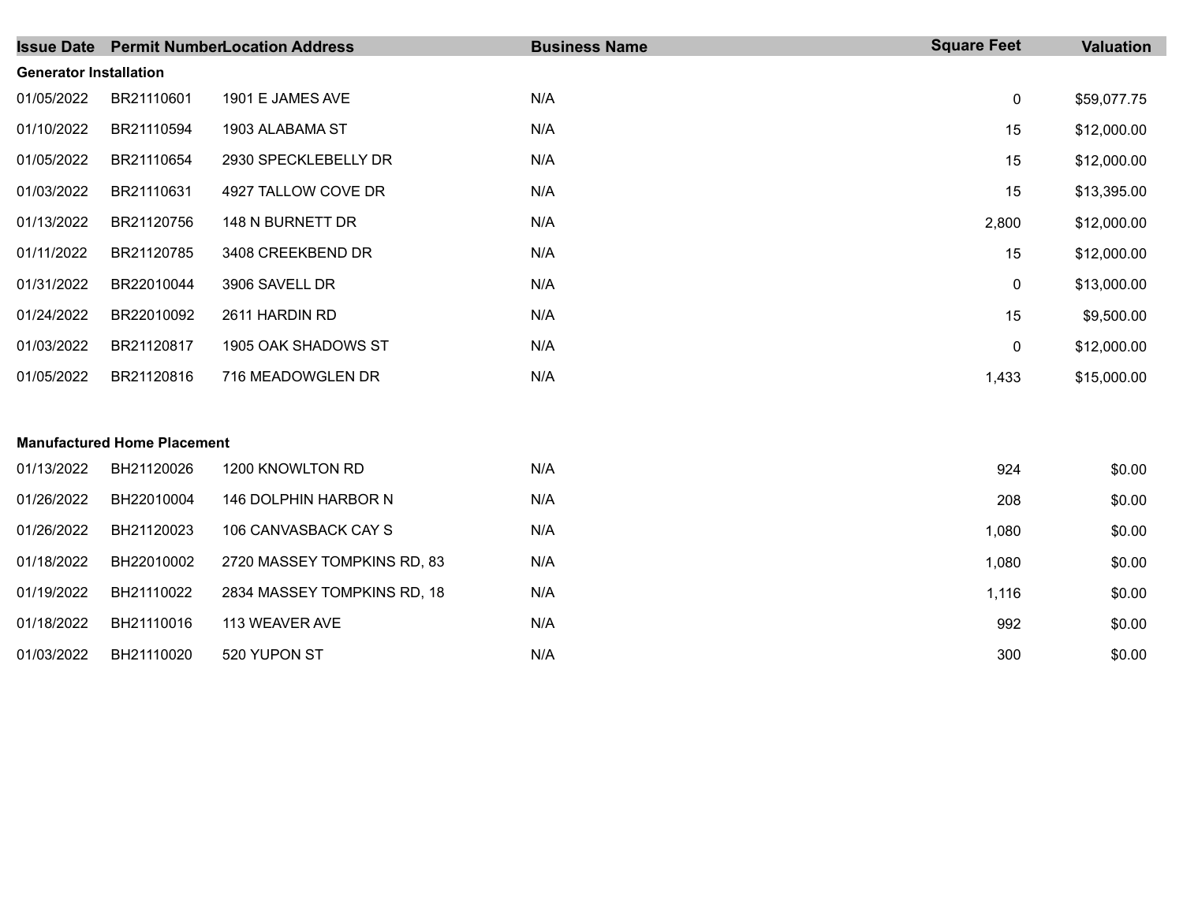| Issue Date | Permit Number | Location Address | Business Name | Square Feet | Valuation |
|---|---|---|---|---|---|
| **Generator Installation** | | | | | |
| 01/05/2022 | BR21110601 | 1901 E JAMES AVE | N/A | 0 | $59,077.75 |
| 01/10/2022 | BR21110594 | 1903 ALABAMA ST | N/A | 15 | $12,000.00 |
| 01/05/2022 | BR21110654 | 2930 SPECKLEBELLY DR | N/A | 15 | $12,000.00 |
| 01/03/2022 | BR21110631 | 4927 TALLOW COVE DR | N/A | 15 | $13,395.00 |
| 01/13/2022 | BR21120756 | 148 N BURNETT DR | N/A | 2,800 | $12,000.00 |
| 01/11/2022 | BR21120785 | 3408 CREEKBEND DR | N/A | 15 | $12,000.00 |
| 01/31/2022 | BR22010044 | 3906 SAVELL DR | N/A | 0 | $13,000.00 |
| 01/24/2022 | BR22010092 | 2611 HARDIN RD | N/A | 15 | $9,500.00 |
| 01/03/2022 | BR21120817 | 1905 OAK SHADOWS ST | N/A | 0 | $12,000.00 |
| 01/05/2022 | BR21120816 | 716 MEADOWGLEN DR | N/A | 1,433 | $15,000.00 |
| **Manufactured Home Placement** | | | | | |
| 01/13/2022 | BH21120026 | 1200 KNOWLTON RD | N/A | 924 | $0.00 |
| 01/26/2022 | BH22010004 | 146 DOLPHIN HARBOR N | N/A | 208 | $0.00 |
| 01/26/2022 | BH21120023 | 106 CANVASBACK CAY S | N/A | 1,080 | $0.00 |
| 01/18/2022 | BH22010002 | 2720 MASSEY TOMPKINS RD, 83 | N/A | 1,080 | $0.00 |
| 01/19/2022 | BH21110022 | 2834 MASSEY TOMPKINS RD, 18 | N/A | 1,116 | $0.00 |
| 01/18/2022 | BH21110016 | 113 WEAVER AVE | N/A | 992 | $0.00 |
| 01/03/2022 | BH21110020 | 520 YUPON ST | N/A | 300 | $0.00 |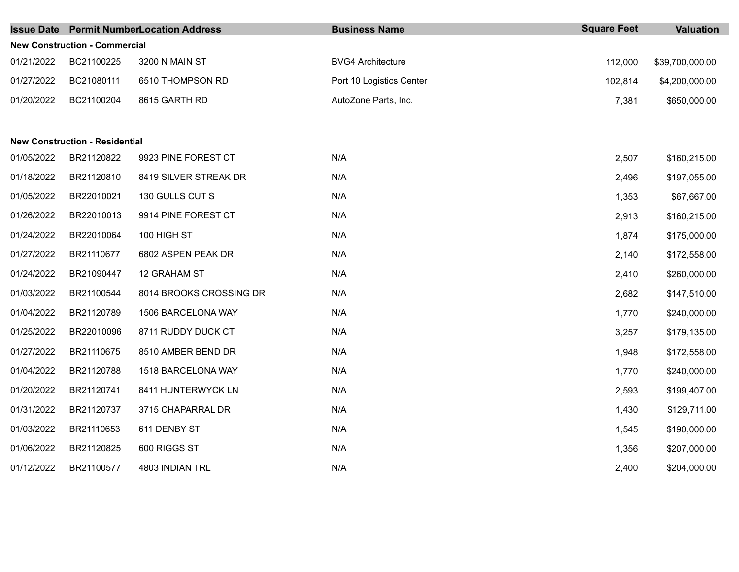| Issue Date | Permit Number | Location Address | Business Name | Square Feet | Valuation |
|---|---|---|---|---|---|
| **New Construction - Commercial** | | | | | |
| 01/21/2022 | BC21100225 | 3200 N MAIN ST | BVG4 Architecture | 112,000 | $39,700,000.00 |
| 01/27/2022 | BC21080111 | 6510 THOMPSON RD | Port 10 Logistics Center | 102,814 | $4,200,000.00 |
| 01/20/2022 | BC21100204 | 8615 GARTH RD | AutoZone Parts, Inc. | 7,381 | $650,000.00 |
| **New Construction - Residential** | | | | | |
| 01/05/2022 | BR21120822 | 9923 PINE FOREST CT | N/A | 2,507 | $160,215.00 |
| 01/18/2022 | BR21120810 | 8419 SILVER STREAK DR | N/A | 2,496 | $197,055.00 |
| 01/05/2022 | BR22010021 | 130 GULLS CUT S | N/A | 1,353 | $67,667.00 |
| 01/26/2022 | BR22010013 | 9914 PINE FOREST CT | N/A | 2,913 | $160,215.00 |
| 01/24/2022 | BR22010064 | 100 HIGH ST | N/A | 1,874 | $175,000.00 |
| 01/27/2022 | BR21110677 | 6802 ASPEN PEAK DR | N/A | 2,140 | $172,558.00 |
| 01/24/2022 | BR21090447 | 12 GRAHAM ST | N/A | 2,410 | $260,000.00 |
| 01/03/2022 | BR21100544 | 8014 BROOKS CROSSING DR | N/A | 2,682 | $147,510.00 |
| 01/04/2022 | BR21120789 | 1506 BARCELONA WAY | N/A | 1,770 | $240,000.00 |
| 01/25/2022 | BR22010096 | 8711 RUDDY DUCK CT | N/A | 3,257 | $179,135.00 |
| 01/27/2022 | BR21110675 | 8510 AMBER BEND DR | N/A | 1,948 | $172,558.00 |
| 01/04/2022 | BR21120788 | 1518 BARCELONA WAY | N/A | 1,770 | $240,000.00 |
| 01/20/2022 | BR21120741 | 8411 HUNTERWYCK LN | N/A | 2,593 | $199,407.00 |
| 01/31/2022 | BR21120737 | 3715 CHAPARRAL DR | N/A | 1,430 | $129,711.00 |
| 01/03/2022 | BR21110653 | 611 DENBY ST | N/A | 1,545 | $190,000.00 |
| 01/06/2022 | BR21120825 | 600 RIGGS ST | N/A | 1,356 | $207,000.00 |
| 01/12/2022 | BR21100577 | 4803 INDIAN TRL | N/A | 2,400 | $204,000.00 |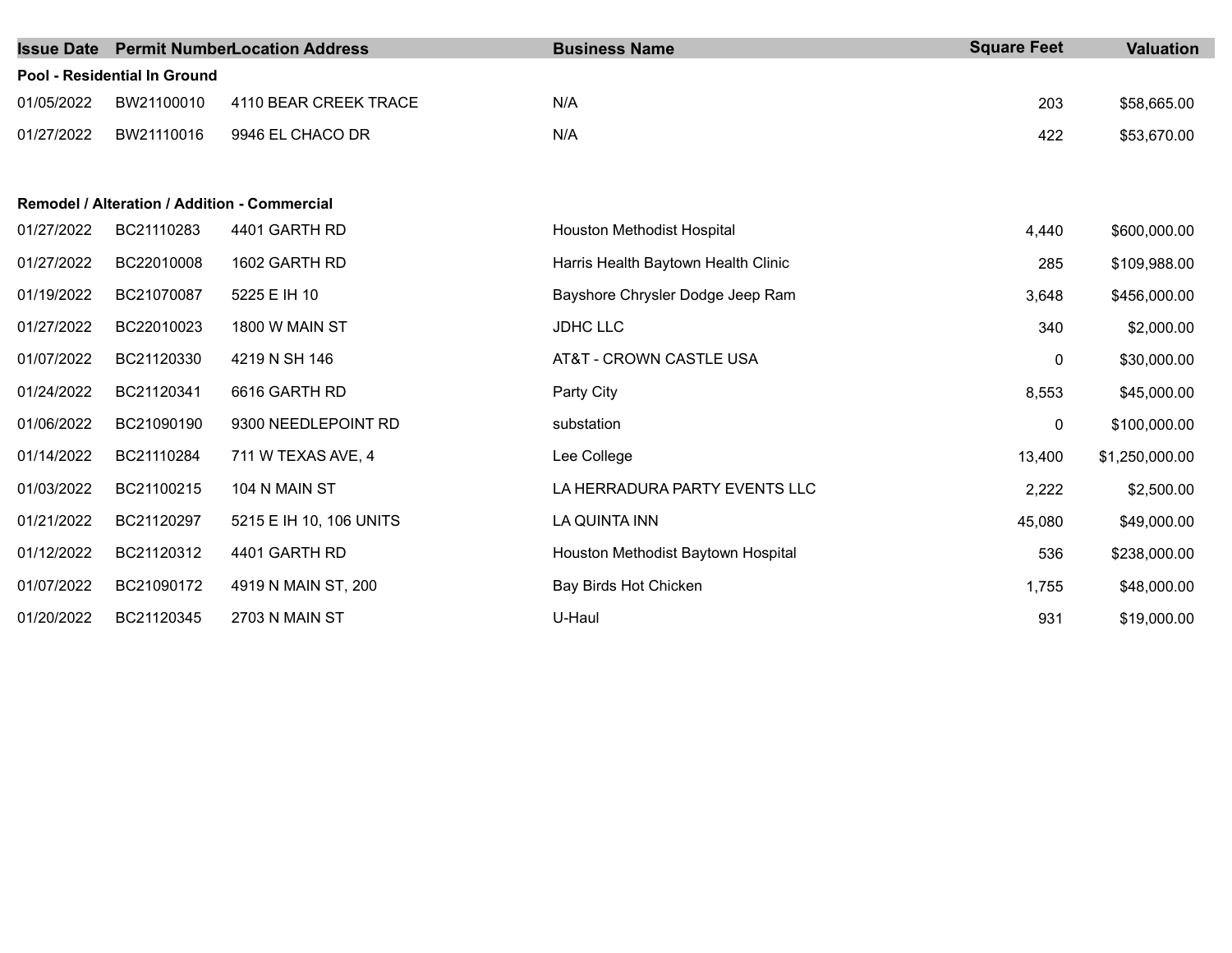| Issue Date | Permit Number | Location Address | Business Name | Square Feet | Valuation |
|---|---|---|---|---|---|
| **Pool - Residential In Ground** | | | | | |
| 01/05/2022 | BW21100010 | 4110 BEAR CREEK TRACE | N/A | 203 | $58,665.00 |
| 01/27/2022 | BW21110016 | 9946 EL CHACO DR | N/A | 422 | $53,670.00 |
| **Remodel / Alteration / Addition - Commercial** | | | | | |
| 01/27/2022 | BC21110283 | 4401 GARTH RD | Houston Methodist Hospital | 4,440 | $600,000.00 |
| 01/27/2022 | BC22010008 | 1602 GARTH RD | Harris Health Baytown Health Clinic | 285 | $109,988.00 |
| 01/19/2022 | BC21070087 | 5225 E IH 10 | Bayshore Chrysler Dodge Jeep Ram | 3,648 | $456,000.00 |
| 01/27/2022 | BC22010023 | 1800 W MAIN ST | JDHC LLC | 340 | $2,000.00 |
| 01/07/2022 | BC21120330 | 4219 N SH 146 | AT&T - CROWN CASTLE USA | 0 | $30,000.00 |
| 01/24/2022 | BC21120341 | 6616 GARTH RD | Party City | 8,553 | $45,000.00 |
| 01/06/2022 | BC21090190 | 9300 NEEDLEPOINT RD | substation | 0 | $100,000.00 |
| 01/14/2022 | BC21110284 | 711 W TEXAS AVE, 4 | Lee College | 13,400 | $1,250,000.00 |
| 01/03/2022 | BC21100215 | 104 N MAIN ST | LA HERRADURA PARTY EVENTS LLC | 2,222 | $2,500.00 |
| 01/21/2022 | BC21120297 | 5215 E IH 10, 106 UNITS | LA QUINTA INN | 45,080 | $49,000.00 |
| 01/12/2022 | BC21120312 | 4401 GARTH RD | Houston Methodist Baytown Hospital | 536 | $238,000.00 |
| 01/07/2022 | BC21090172 | 4919 N MAIN ST, 200 | Bay Birds Hot Chicken | 1,755 | $48,000.00 |
| 01/20/2022 | BC21120345 | 2703 N MAIN ST | U-Haul | 931 | $19,000.00 |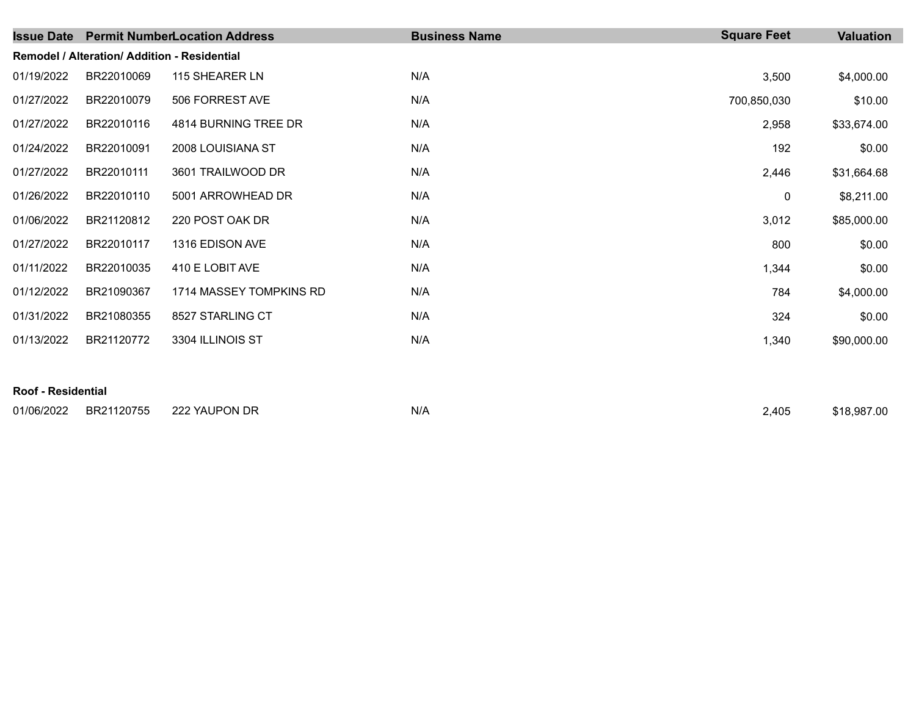| Issue Date | Permit Number | Location Address | Business Name | Square Feet | Valuation |
|---|---|---|---|---|---|
| **Remodel / Alteration/ Addition - Residential** | | | | | |
| 01/19/2022 | BR22010069 | 115 SHEARER LN | N/A | 3,500 | $4,000.00 |
| 01/27/2022 | BR22010079 | 506 FORREST AVE | N/A | 700,850,030 | $10.00 |
| 01/27/2022 | BR22010116 | 4814 BURNING TREE DR | N/A | 2,958 | $33,674.00 |
| 01/24/2022 | BR22010091 | 2008 LOUISIANA ST | N/A | 192 | $0.00 |
| 01/27/2022 | BR22010111 | 3601 TRAILWOOD DR | N/A | 2,446 | $31,664.68 |
| 01/26/2022 | BR22010110 | 5001 ARROWHEAD DR | N/A | 0 | $8,211.00 |
| 01/06/2022 | BR21120812 | 220 POST OAK DR | N/A | 3,012 | $85,000.00 |
| 01/27/2022 | BR22010117 | 1316 EDISON AVE | N/A | 800 | $0.00 |
| 01/11/2022 | BR22010035 | 410 E LOBIT AVE | N/A | 1,344 | $0.00 |
| 01/12/2022 | BR21090367 | 1714 MASSEY TOMPKINS RD | N/A | 784 | $4,000.00 |
| 01/31/2022 | BR21080355 | 8527 STARLING CT | N/A | 324 | $0.00 |
| 01/13/2022 | BR21120772 | 3304 ILLINOIS ST | N/A | 1,340 | $90,000.00 |
| **Roof - Residential** | | | | | |
| 01/06/2022 | BR21120755 | 222 YAUPON DR | N/A | 2,405 | $18,987.00 |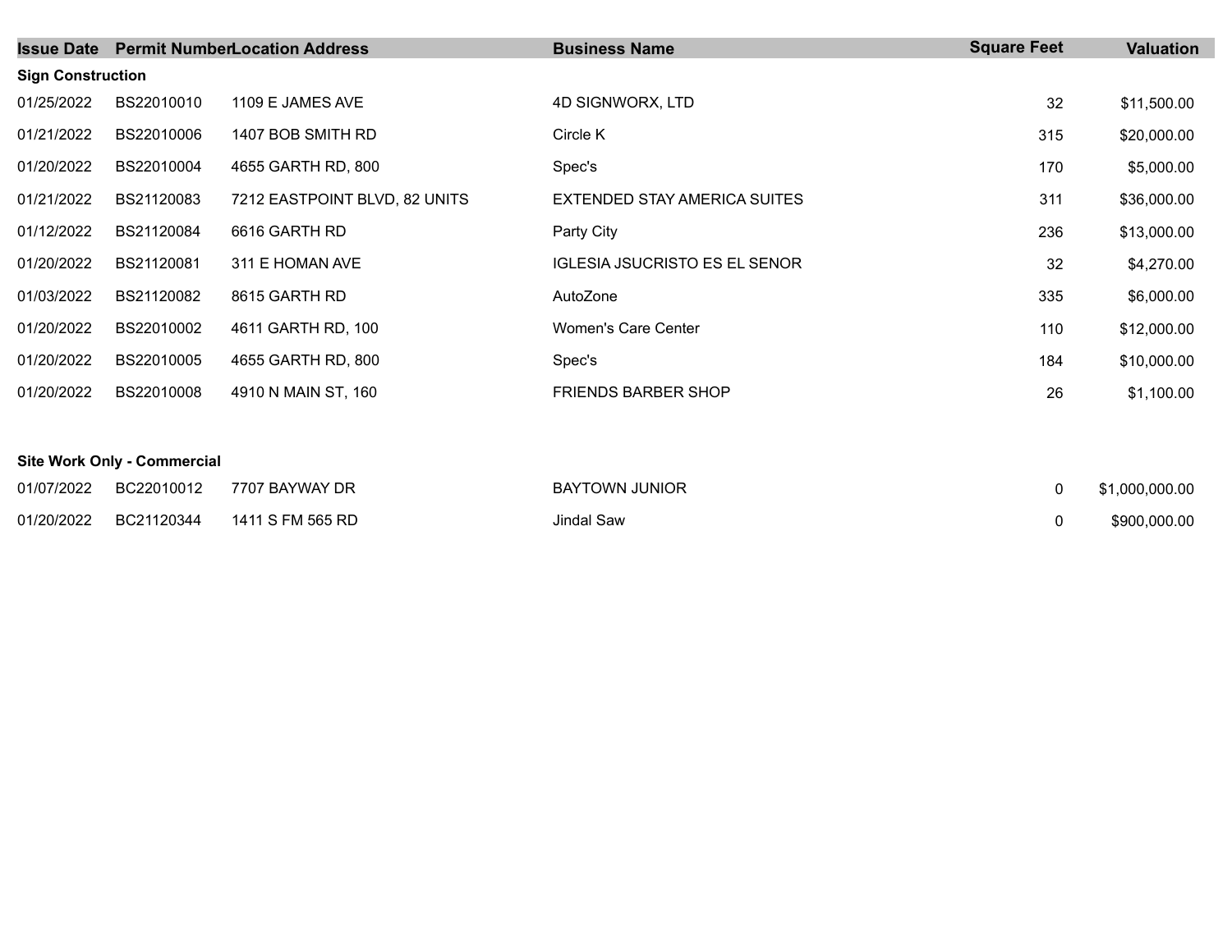| Issue Date | Permit Number | Location Address | Business Name | Square Feet | Valuation |
|---|---|---|---|---|---|
| **Sign Construction** | | | | | |
| 01/25/2022 | BS22010010 | 1109 E JAMES AVE | 4D SIGNWORX, LTD | 32 | $11,500.00 |
| 01/21/2022 | BS22010006 | 1407 BOB SMITH RD | Circle K | 315 | $20,000.00 |
| 01/20/2022 | BS22010004 | 4655 GARTH RD, 800 | Spec's | 170 | $5,000.00 |
| 01/21/2022 | BS21120083 | 7212 EASTPOINT BLVD, 82 UNITS | EXTENDED STAY AMERICA SUITES | 311 | $36,000.00 |
| 01/12/2022 | BS21120084 | 6616 GARTH RD | Party City | 236 | $13,000.00 |
| 01/20/2022 | BS21120081 | 311 E HOMAN AVE | IGLESIA JSUCRISTO ES EL SENOR | 32 | $4,270.00 |
| 01/03/2022 | BS21120082 | 8615 GARTH RD | AutoZone | 335 | $6,000.00 |
| 01/20/2022 | BS22010002 | 4611 GARTH RD, 100 | Women's Care Center | 110 | $12,000.00 |
| 01/20/2022 | BS22010005 | 4655 GARTH RD, 800 | Spec's | 184 | $10,000.00 |
| 01/20/2022 | BS22010008 | 4910 N MAIN ST, 160 | FRIENDS BARBER SHOP | 26 | $1,100.00 |
| **Site Work Only - Commercial** | | | | | |
| 01/07/2022 | BC22010012 | 7707 BAYWAY DR | BAYTOWN JUNIOR | 0 | $1,000,000.00 |
| 01/20/2022 | BC21120344 | 1411 S FM 565 RD | Jindal Saw | 0 | $900,000.00 |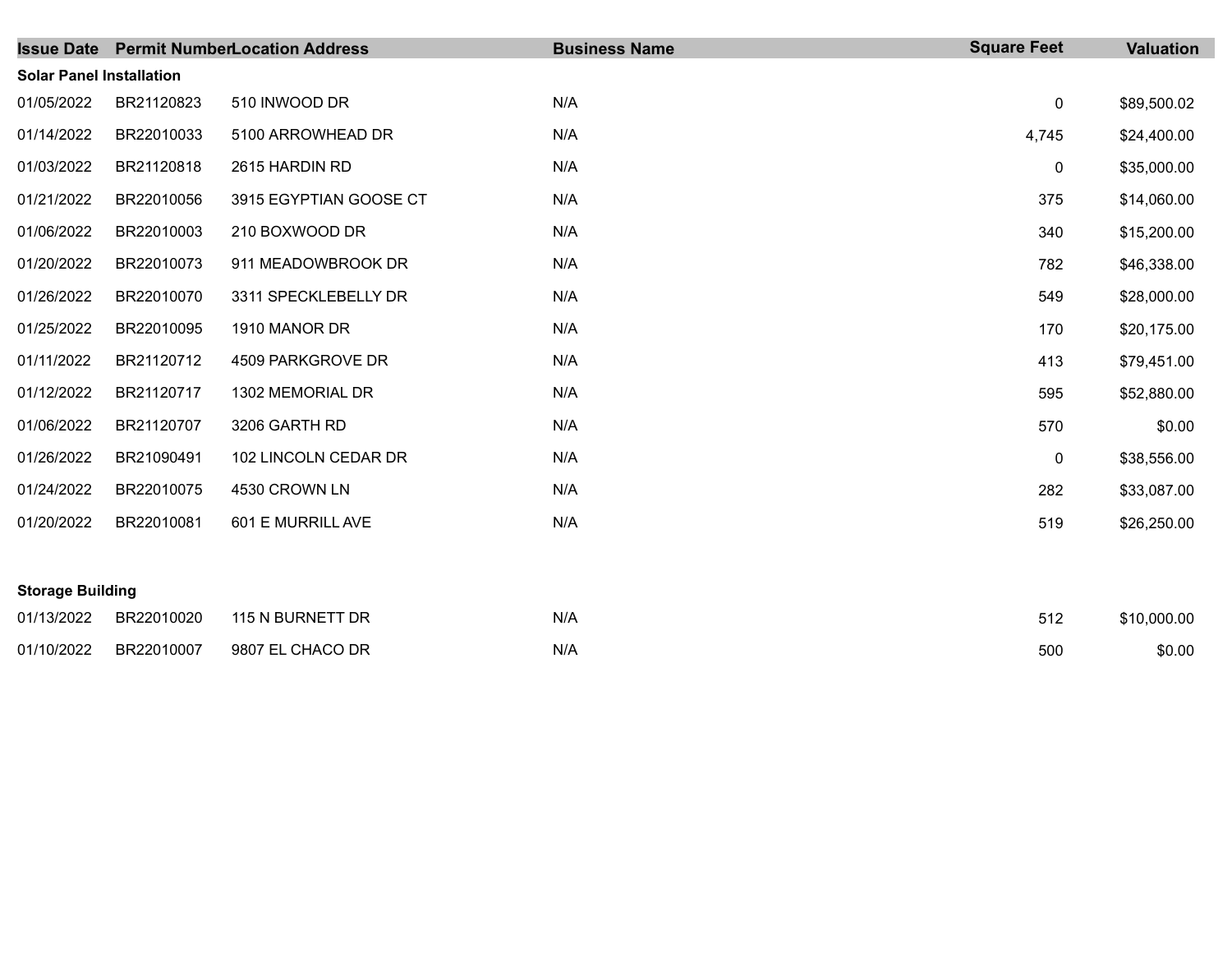| Issue Date | Permit Number | Location Address | Business Name | Square Feet | Valuation |
| --- | --- | --- | --- | --- | --- |
| **Solar Panel Installation** | | | | | |
| 01/05/2022 | BR21120823 | 510 INWOOD DR | N/A | 0 | $89,500.02 |
| 01/14/2022 | BR22010033 | 5100 ARROWHEAD DR | N/A | 4,745 | $24,400.00 |
| 01/03/2022 | BR21120818 | 2615 HARDIN RD | N/A | 0 | $35,000.00 |
| 01/21/2022 | BR22010056 | 3915 EGYPTIAN GOOSE CT | N/A | 375 | $14,060.00 |
| 01/06/2022 | BR22010003 | 210 BOXWOOD DR | N/A | 340 | $15,200.00 |
| 01/20/2022 | BR22010073 | 911 MEADOWBROOK DR | N/A | 782 | $46,338.00 |
| 01/26/2022 | BR22010070 | 3311 SPECKLEBELLY DR | N/A | 549 | $28,000.00 |
| 01/25/2022 | BR22010095 | 1910 MANOR DR | N/A | 170 | $20,175.00 |
| 01/11/2022 | BR21120712 | 4509 PARKGROVE DR | N/A | 413 | $79,451.00 |
| 01/12/2022 | BR21120717 | 1302 MEMORIAL DR | N/A | 595 | $52,880.00 |
| 01/06/2022 | BR21120707 | 3206 GARTH RD | N/A | 570 | $0.00 |
| 01/26/2022 | BR21090491 | 102 LINCOLN CEDAR DR | N/A | 0 | $38,556.00 |
| 01/24/2022 | BR22010075 | 4530 CROWN LN | N/A | 282 | $33,087.00 |
| 01/20/2022 | BR22010081 | 601 E MURRILL AVE | N/A | 519 | $26,250.00 |
| **Storage Building** | | | | | |
| 01/13/2022 | BR22010020 | 115 N BURNETT DR | N/A | 512 | $10,000.00 |
| 01/10/2022 | BR22010007 | 9807 EL CHACO DR | N/A | 500 | $0.00 |